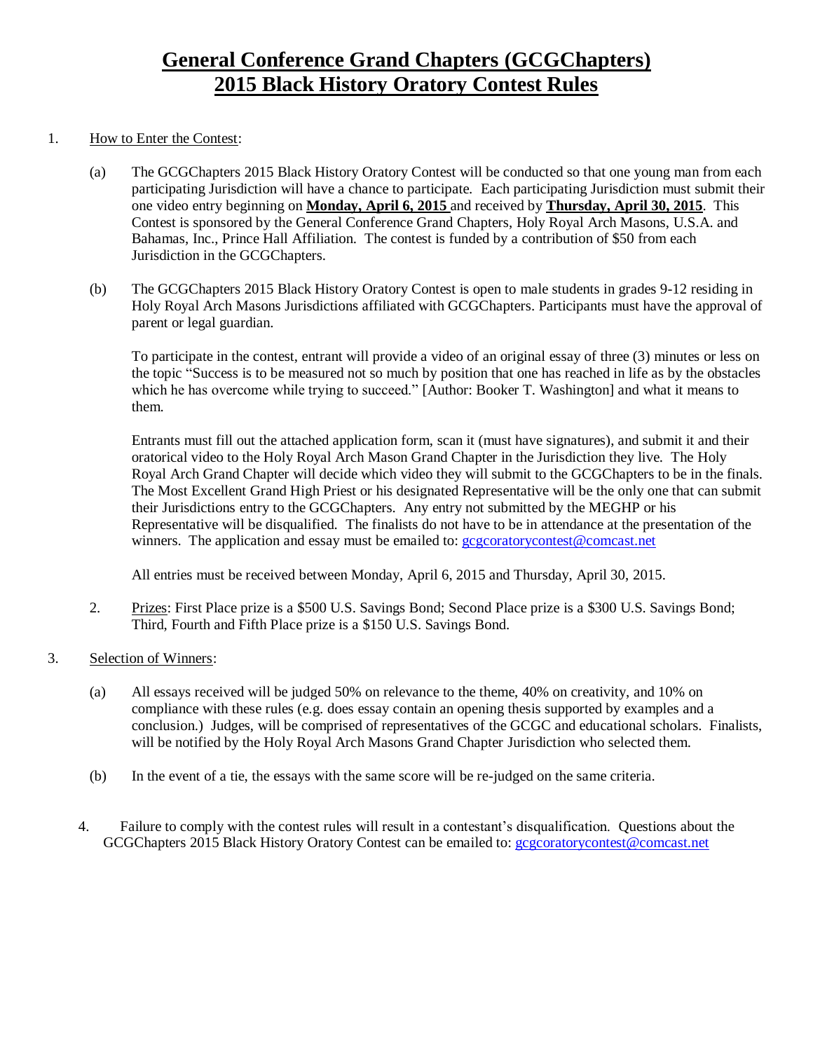# General Conference Grand Chapters (GCGChapters) 2015 Black History Oratory Contest Rules

1. How to Enter the Contest:

   (a) The GCGChapters 2015 Black History Oratory Contest will be conducted so that one young man from each participating Jurisdiction will have a chance to participate. Each participating Jurisdiction must submit their one video entry beginning on **Monday, April 6, 2015** and received by **Thursday, April 30, 2015**. This Contest is sponsored by the General Conference Grand Chapters, Holy Royal Arch Masons, U.S.A. and Bahamas, Inc., Prince Hall Affiliation. The contest is funded by a contribution of $50 from each Jurisdiction in the GCGChapters.

   (b) The GCGChapters 2015 Black History Oratory Contest is open to male students in grades 9-12 residing in Holy Royal Arch Masons Jurisdictions affiliated with GCGChapters. Participants must have the approval of parent or legal guardian.

   To participate in the contest, entrant will provide a video of an original essay of three (3) minutes or less on the topic "Success is to be measured not so much by position that one has reached in life as by the obstacles which he has overcome while trying to succeed." [Author: Booker T. Washington] and what it means to them.

   Entrants must fill out the attached application form, scan it (must have signatures), and submit it and their oratorical video to the Holy Royal Arch Mason Grand Chapter in the Jurisdiction they live. The Holy Royal Arch Grand Chapter will decide which video they will submit to the GCGChapters to be in the finals. The Most Excellent Grand High Priest or his designated Representative will be the only one that can submit their Jurisdictions entry to the GCGChapters. Any entry not submitted by the MEGHP or his Representative will be disqualified. The finalists do not have to be in attendance at the presentation of the winners. The application and essay must be emailed to: gcgcoratorycontest@comcast.net

   All entries must be received between Monday, April 6, 2015 and Thursday, April 30, 2015.

2. Prizes: First Place prize is a $500 U.S. Savings Bond; Second Place prize is a $300 U.S. Savings Bond; Third, Fourth and Fifth Place prize is a $150 U.S. Savings Bond.

3. Selection of Winners:

   (a) All essays received will be judged 50% on relevance to the theme, 40% on creativity, and 10% on compliance with these rules (e.g. does essay contain an opening thesis supported by examples and a conclusion.) Judges, will be comprised of representatives of the GCGC and educational scholars. Finalists, will be notified by the Holy Royal Arch Masons Grand Chapter Jurisdiction who selected them.

   (b) In the event of a tie, the essays with the same score will be re-judged on the same criteria.

4. Failure to comply with the contest rules will result in a contestant's disqualification. Questions about the GCGChapters 2015 Black History Oratory Contest can be emailed to: gcgcoratorycontest@comcast.net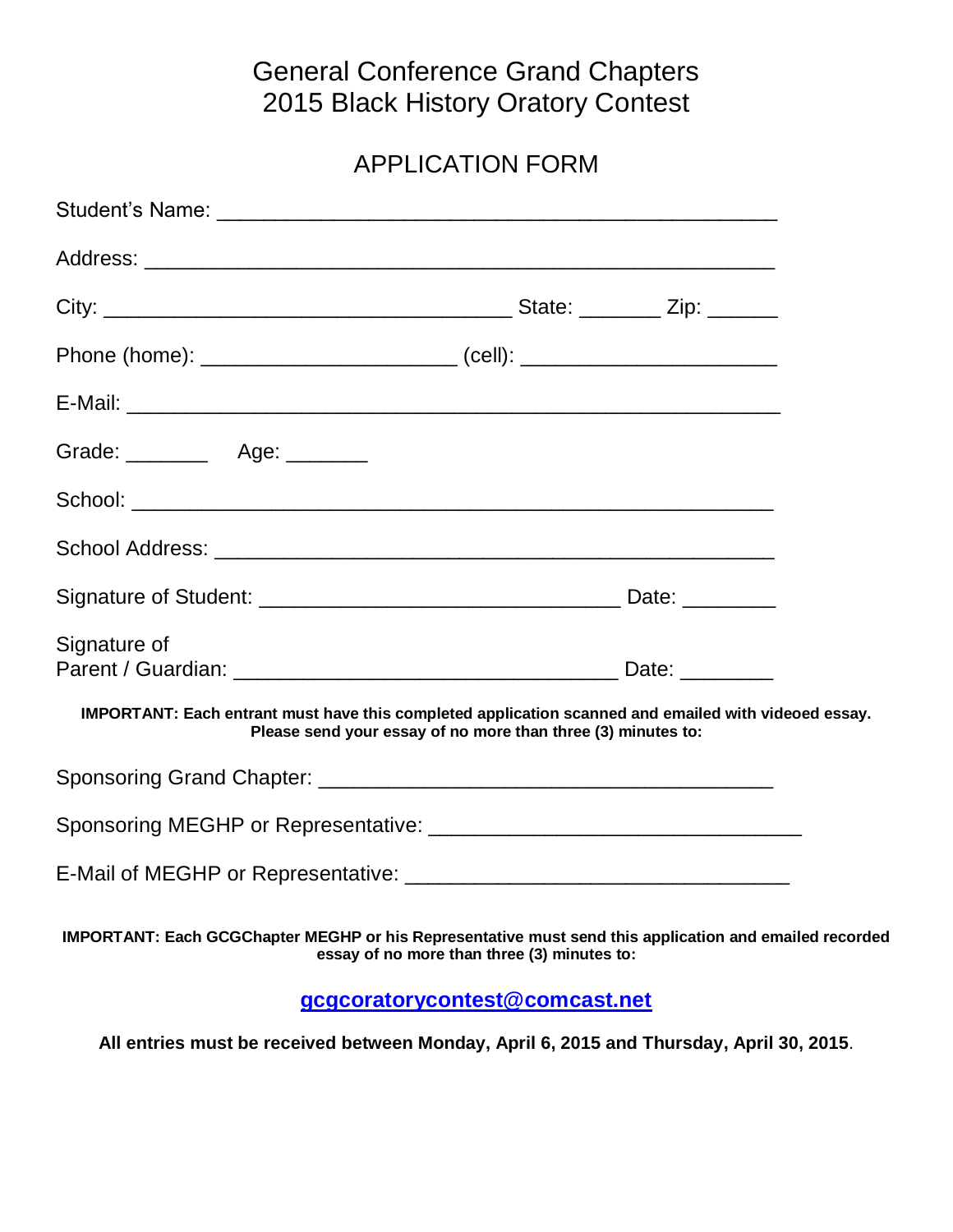# General Conference Grand Chapters
# 2015 Black History Oratory Contest

## APPLICATION FORM

Student's Name: ______________________________________________

Address: ____________________________________________________

City: ________________________________ State: _______ Zip: ______

Phone (home): _____________________ (cell): _____________________

E-Mail: ______________________________________________________

Grade: _______ Age: _______

School: ______________________________________________________

School Address: ______________________________________________

Signature of Student: ______________________________ Date: ________

Signature of
Parent / Guardian: ________________________________ Date: ________

**IMPORTANT: Each entrant must have this completed application scanned and emailed with videoed essay. Please send your essay of no more than three (3) minutes to:**

Sponsoring Grand Chapter: _____________________________________

Sponsoring MEGHP or Representative: _______________________________

E-Mail of MEGHP or Representative: _______________________________

**IMPORTANT: Each GCGChapter MEGHP or his Representative must send this application and emailed recorded essay of no more than three (3) minutes to:**

**gcgcoratorycontest@comcast.net**

**All entries must be received between Monday, April 6, 2015 and Thursday, April 30, 2015**.